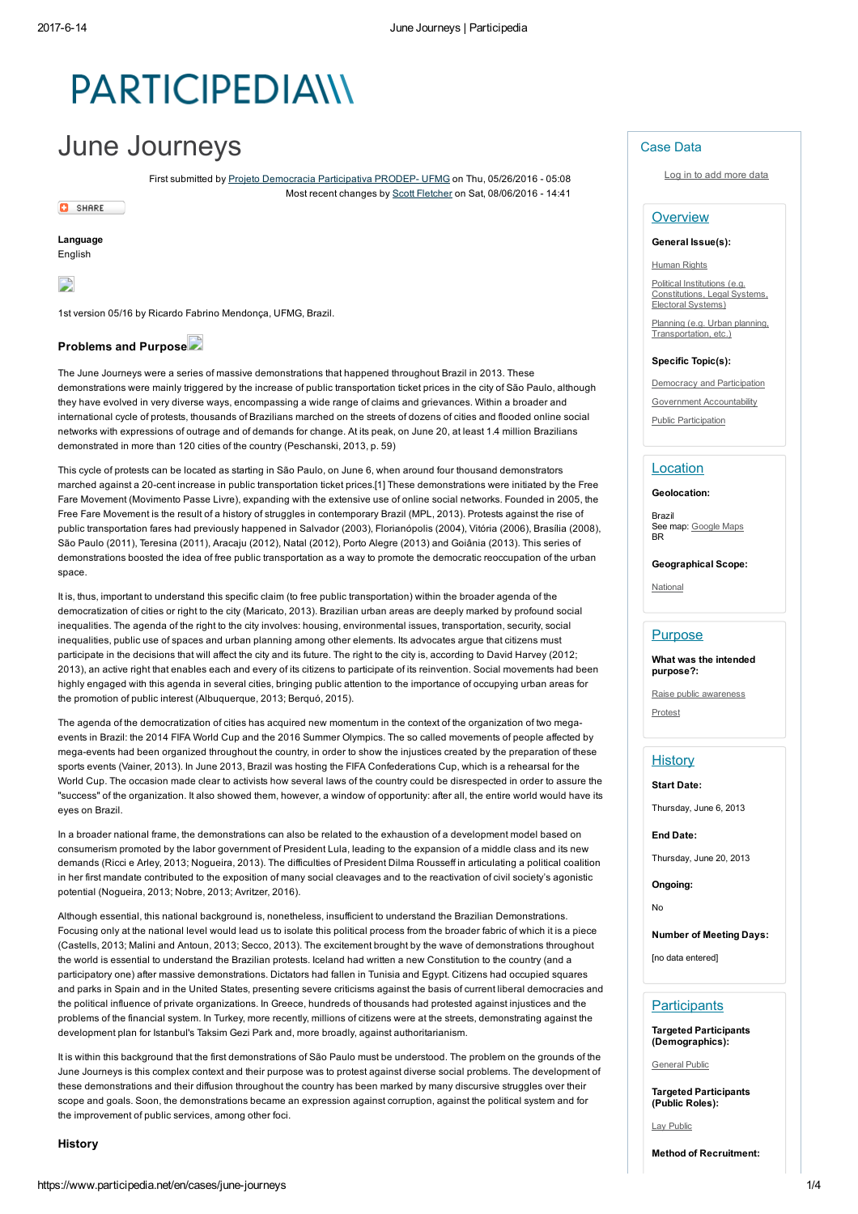# June Journeys

First submitted by Projeto Democracia Participativa PRODEP- UFMG on Thu, 05/26/2016 - 05:08
Most recent changes by Scott Fletcher on Sat, 08/06/2016 - 14:41

**Language**
English

1st version 05/16 by Ricardo Fabrino Mendonça, UFMG, Brazil.

### Problems and Purpose

The June Journeys were a series of massive demonstrations that happened throughout Brazil in 2013. These demonstrations were mainly triggered by the increase of public transportation ticket prices in the city of São Paulo, although they have evolved in very diverse ways, encompassing a wide range of claims and grievances. Within a broader and international cycle of protests, thousands of Brazilians marched on the streets of dozens of cities and flooded online social networks with expressions of outrage and of demands for change. At its peak, on June 20, at least 1.4 million Brazilians demonstrated in more than 120 cities of the country (Peschanski, 2013, p. 59)

This cycle of protests can be located as starting in São Paulo, on June 6, when around four thousand demonstrators marched against a 20-cent increase in public transportation ticket prices.[1] These demonstrations were initiated by the Free Fare Movement (Movimento Passe Livre), expanding with the extensive use of online social networks. Founded in 2005, the Free Fare Movement is the result of a history of struggles in contemporary Brazil (MPL, 2013). Protests against the rise of public transportation fares had previously happened in Salvador (2003), Florianópolis (2004), Vitória (2006), Brasília (2008), São Paulo (2011), Teresina (2011), Aracaju (2012), Natal (2012), Porto Alegre (2013) and Goiânia (2013). This series of demonstrations boosted the idea of free public transportation as a way to promote the democratic reoccupation of the urban space.

It is, thus, important to understand this specific claim (to free public transportation) within the broader agenda of the democratization of cities or right to the city (Maricato, 2013). Brazilian urban areas are deeply marked by profound social inequalities. The agenda of the right to the city involves: housing, environmental issues, transportation, security, social inequalities, public use of spaces and urban planning among other elements. Its advocates argue that citizens must participate in the decisions that will affect the city and its future. The right to the city is, according to David Harvey (2012; 2013), an active right that enables each and every of its citizens to participate of its reinvention. Social movements had been highly engaged with this agenda in several cities, bringing public attention to the importance of occupying urban areas for the promotion of public interest (Albuquerque, 2013; Berquó, 2015).

The agenda of the democratization of cities has acquired new momentum in the context of the organization of two mega-events in Brazil: the 2014 FIFA World Cup and the 2016 Summer Olympics. The so called movements of people affected by mega-events had been organized throughout the country, in order to show the injustices created by the preparation of these sports events (Vainer, 2013). In June 2013, Brazil was hosting the FIFA Confederations Cup, which is a rehearsal for the World Cup. The occasion made clear to activists how several laws of the country could be disrespected in order to assure the "success" of the organization. It also showed them, however, a window of opportunity: after all, the entire world would have its eyes on Brazil.

In a broader national frame, the demonstrations can also be related to the exhaustion of a development model based on consumerism promoted by the labor government of President Lula, leading to the expansion of a middle class and its new demands (Ricci e Arley, 2013; Nogueira, 2013). The difficulties of President Dilma Rousseff in articulating a political coalition in her first mandate contributed to the exposition of many social cleavages and to the reactivation of civil society's agonistic potential (Nogueira, 2013; Nobre, 2013; Avritzer, 2016).

Although essential, this national background is, nonetheless, insufficient to understand the Brazilian Demonstrations. Focusing only at the national level would lead us to isolate this political process from the broader fabric of which it is a piece (Castells, 2013; Malini and Antoun, 2013; Secco, 2013). The excitement brought by the wave of demonstrations throughout the world is essential to understand the Brazilian protests. Iceland had written a new Constitution to the country (and a participatory one) after massive demonstrations. Dictators had fallen in Tunisia and Egypt. Citizens had occupied squares and parks in Spain and in the United States, presenting severe criticisms against the basis of current liberal democracies and the political influence of private organizations. In Greece, hundreds of thousands had protested against injustices and the problems of the financial system. In Turkey, more recently, millions of citizens were at the streets, demonstrating against the development plan for Istanbul's Taksim Gezi Park and, more broadly, against authoritarianism.

It is within this background that the first demonstrations of São Paulo must be understood. The problem on the grounds of the June Journeys is this complex context and their purpose was to protest against diverse social problems. The development of these demonstrations and their diffusion throughout the country has been marked by many discursive struggles over their scope and goals. Soon, the demonstrations became an expression against corruption, against the political system and for the improvement of public services, among other foci.

### History

---

## Case Data

Log in to add more data

### Overview

**General Issue(s):**

- Human Rights
- Political Institutions (e.g. Constitutions, Legal Systems, Electoral Systems)
- Planning (e.g. Urban planning, Transportation, etc.)

**Specific Topic(s):**

- Democracy and Participation
- Government Accountability
- Public Participation

### Location

**Geolocation:**

Brazil
See map: Google Maps
BR

**Geographical Scope:**

National

### Purpose

**What was the intended purpose?:**

- Raise public awareness
- Protest

### History

**Start Date:**

Thursday, June 6, 2013

**End Date:**

Thursday, June 20, 2013

**Ongoing:**

No

**Number of Meeting Days:**

[no data entered]

### Participants

**Targeted Participants (Demographics):**

General Public

**Targeted Participants (Public Roles):**

Lay Public

**Method of Recruitment:**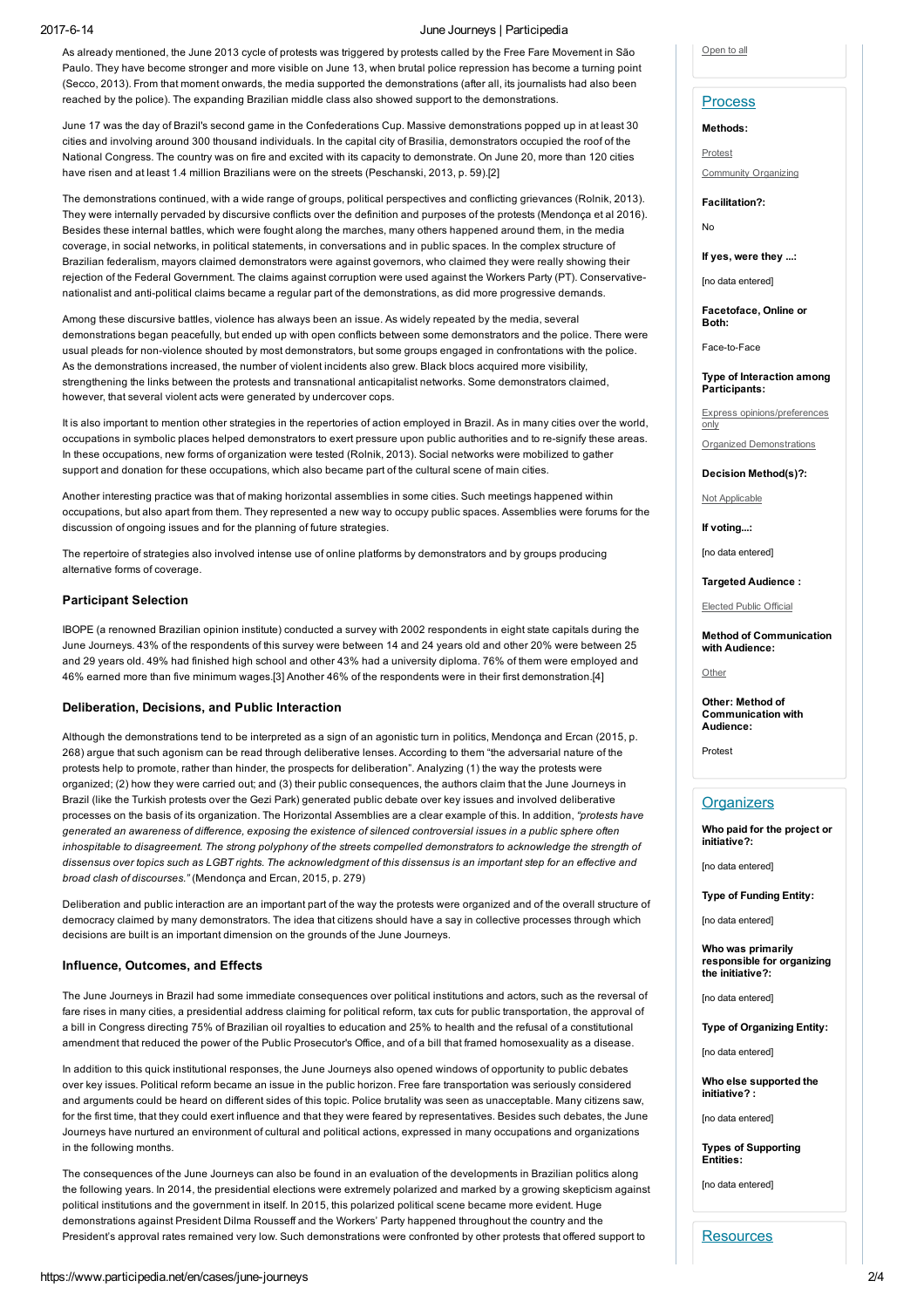As already mentioned, the June 2013 cycle of protests was triggered by protests called by the Free Fare Movement in São Paulo. They have become stronger and more visible on June 13, when brutal police repression has become a turning point (Secco, 2013). From that moment onwards, the media supported the demonstrations (after all, its journalists had also been reached by the police). The expanding Brazilian middle class also showed support to the demonstrations.

June 17 was the day of Brazil's second game in the Confederations Cup. Massive demonstrations popped up in at least 30 cities and involving around 300 thousand individuals. In the capital city of Brasilia, demonstrators occupied the roof of the National Congress. The country was on fire and excited with its capacity to demonstrate. On June 20, more than 120 cities have risen and at least 1.4 million Brazilians were on the streets (Peschanski, 2013, p. 59).[2]

The demonstrations continued, with a wide range of groups, political perspectives and conflicting grievances (Rolnik, 2013). They were internally pervaded by discursive conflicts over the definition and purposes of the protests (Mendonça et al 2016). Besides these internal battles, which were fought along the marches, many others happened around them, in the media coverage, in social networks, in political statements, in conversations and in public spaces. In the complex structure of Brazilian federalism, mayors claimed demonstrators were against governors, who claimed they were really showing their rejection of the Federal Government. The claims against corruption were used against the Workers Party (PT). Conservative-nationalist and anti-political claims became a regular part of the demonstrations, as did more progressive demands.

Among these discursive battles, violence has always been an issue. As widely repeated by the media, several demonstrations began peacefully, but ended up with open conflicts between some demonstrators and the police. There were usual pleads for non-violence shouted by most demonstrators, but some groups engaged in confrontations with the police. As the demonstrations increased, the number of violent incidents also grew. Black blocs acquired more visibility, strengthening the links between the protests and transnational anticapitalist networks. Some demonstrators claimed, however, that several violent acts were generated by undercover cops.

It is also important to mention other strategies in the repertories of action employed in Brazil. As in many cities over the world, occupations in symbolic places helped demonstrators to exert pressure upon public authorities and to re-signify these areas. In these occupations, new forms of organization were tested (Rolnik, 2013). Social networks were mobilized to gather support and donation for these occupations, which also became part of the cultural scene of main cities.

Another interesting practice was that of making horizontal assemblies in some cities. Such meetings happened within occupations, but also apart from them. They represented a new way to occupy public spaces. Assemblies were forums for the discussion of ongoing issues and for the planning of future strategies.

The repertoire of strategies also involved intense use of online platforms by demonstrators and by groups producing alternative forms of coverage.

### Participant Selection

IBOPE (a renowned Brazilian opinion institute) conducted a survey with 2002 respondents in eight state capitals during the June Journeys. 43% of the respondents of this survey were between 14 and 24 years old and other 20% were between 25 and 29 years old. 49% had finished high school and other 43% had a university diploma. 76% of them were employed and 46% earned more than five minimum wages.[3] Another 46% of the respondents were in their first demonstration.[4]

### Deliberation, Decisions, and Public Interaction

Although the demonstrations tend to be interpreted as a sign of an agonistic turn in politics, Mendonça and Ercan (2015, p. 268) argue that such agonism can be read through deliberative lenses. According to them "the adversarial nature of the protests help to promote, rather than hinder, the prospects for deliberation". Analyzing (1) the way the protests were organized; (2) how they were carried out; and (3) their public consequences, the authors claim that the June Journeys in Brazil (like the Turkish protests over the Gezi Park) generated public debate over key issues and involved deliberative processes on the basis of its organization. The Horizontal Assemblies are a clear example of this. In addition, *"protests have generated an awareness of difference, exposing the existence of silenced controversial issues in a public sphere often inhospitable to disagreement. The strong polyphony of the streets compelled demonstrators to acknowledge the strength of dissensus over topics such as LGBT rights. The acknowledgment of this dissensus is an important step for an effective and broad clash of discourses."* (Mendonça and Ercan, 2015, p. 279)

Deliberation and public interaction are an important part of the way the protests were organized and of the overall structure of democracy claimed by many demonstrators. The idea that citizens should have a say in collective processes through which decisions are built is an important dimension on the grounds of the June Journeys.

### Influence, Outcomes, and Effects

The June Journeys in Brazil had some immediate consequences over political institutions and actors, such as the reversal of fare rises in many cities, a presidential address claiming for political reform, tax cuts for public transportation, the approval of a bill in Congress directing 75% of Brazilian oil royalties to education and 25% to health and the refusal of a constitutional amendment that reduced the power of the Public Prosecutor's Office, and of a bill that framed homosexuality as a disease.

In addition to this quick institutional responses, the June Journeys also opened windows of opportunity to public debates over key issues. Political reform became an issue in the public horizon. Free fare transportation was seriously considered and arguments could be heard on different sides of this topic. Police brutality was seen as unacceptable. Many citizens saw, for the first time, that they could exert influence and that they were feared by representatives. Besides such debates, the June Journeys have nurtured an environment of cultural and political actions, expressed in many occupations and organizations in the following months.

The consequences of the June Journeys can also be found in an evaluation of the developments in Brazilian politics along the following years. In 2014, the presidential elections were extremely polarized and marked by a growing skepticism against political institutions and the government in itself. In 2015, this polarized political scene became more evident. Huge demonstrations against President Dilma Rousseff and the Workers' Party happened throughout the country and the President's approval rates remained very low. Such demonstrations were confronted by other protests that offered support to

Open to all

## Process

**Methods:**

Protest

Community Organizing

**Facilitation?:**

No

**If yes, were they ...:**

[no data entered]

**Facetoface, Online or Both:**

Face-to-Face

**Type of Interaction among Participants:**

Express opinions/preferences only

Organized Demonstrations

**Decision Method(s)?:**

Not Applicable

**If voting...:**

[no data entered]

**Targeted Audience :**

Elected Public Official

**Method of Communication with Audience:**

Other

**Other: Method of Communication with Audience:**

Protest

## Organizers

**Who paid for the project or initiative?:**

[no data entered]

**Type of Funding Entity:**

[no data entered]

**Who was primarily responsible for organizing the initiative?:**

[no data entered]

**Type of Organizing Entity:**

[no data entered]

**Who else supported the initiative? :**

[no data entered]

**Types of Supporting Entities:**

[no data entered]

## Resources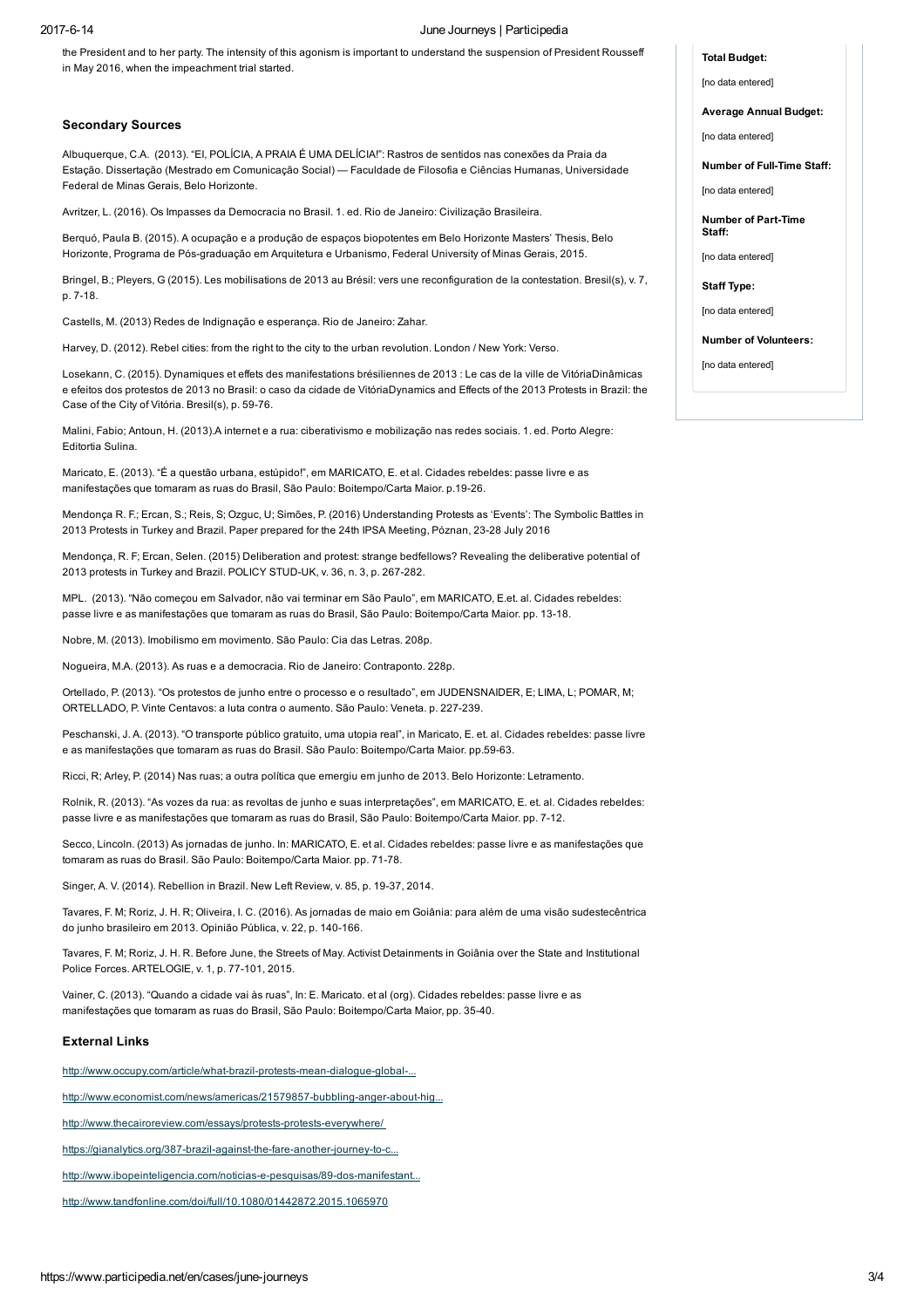the President and to her party. The intensity of this agonism is important to understand the suspension of President Rousseff in May 2016, when the impeachment trial started.

## Secondary Sources

Albuquerque, C.A. (2013). "EI, POLÍCIA, A PRAIA É UMA DELÍCIA!": Rastros de sentidos nas conexões da Praia da Estação. Dissertação (Mestrado em Comunicação Social) — Faculdade de Filosofia e Ciências Humanas, Universidade Federal de Minas Gerais, Belo Horizonte.

Avritzer, L. (2016). Os Impasses da Democracia no Brasil. 1. ed. Rio de Janeiro: Civilização Brasileira.

Berquó, Paula B. (2015). A ocupação e a produção de espaços biopotentes em Belo Horizonte Masters' Thesis, Belo Horizonte, Programa de Pós-graduação em Arquitetura e Urbanismo, Federal University of Minas Gerais, 2015.

Bringel, B.; Pleyers, G (2015). Les mobilisations de 2013 au Brésil: vers une reconfiguration de la contestation. Bresil(s), v. 7, p. 7-18.

Castells, M. (2013) Redes de Indignação e esperança. Rio de Janeiro: Zahar.

Harvey, D. (2012). Rebel cities: from the right to the city to the urban revolution. London / New York: Verso.

Losekann, C. (2015). Dynamiques et effets des manifestations brésiliennes de 2013 : Le cas de la ville de VitóriaDinâmicas e efeitos dos protestos de 2013 no Brasil: o caso da cidade de VitóriaDynamics and Effects of the 2013 Protests in Brazil: the Case of the City of Vitória. Bresil(s), p. 59-76.

Malini, Fabio; Antoun, H. (2013).A internet e a rua: ciberativismo e mobilização nas redes sociais. 1. ed. Porto Alegre: Editortia Sulina.

Maricato, E. (2013). "É a questão urbana, estúpido!", em MARICATO, E. et al. Cidades rebeldes: passe livre e as manifestações que tomaram as ruas do Brasil, São Paulo: Boitempo/Carta Maior. p.19-26.

Mendonça R. F.; Ercan, S.; Reis, S; Ozguc, U; Simões, P. (2016) Understanding Protests as 'Events': The Symbolic Battles in 2013 Protests in Turkey and Brazil. Paper prepared for the 24th IPSA Meeting, Póznan, 23-28 July 2016

Mendonça, R. F; Ercan, Selen. (2015) Deliberation and protest: strange bedfellows? Revealing the deliberative potential of 2013 protests in Turkey and Brazil. POLICY STUD-UK, v. 36, n. 3, p. 267-282.

MPL. (2013). "Não começou em Salvador, não vai terminar em São Paulo", em MARICATO, E.et. al. Cidades rebeldes: passe livre e as manifestações que tomaram as ruas do Brasil, São Paulo: Boitempo/Carta Maior. pp. 13-18.

Nobre, M. (2013). Imobilismo em movimento. São Paulo: Cia das Letras. 208p.

Nogueira, M.A. (2013). As ruas e a democracia. Rio de Janeiro: Contraponto. 228p.

Ortellado, P. (2013). "Os protestos de junho entre o processo e o resultado", em JUDENSNAIDER, E; LIMA, L; POMAR, M; ORTELLADO, P. Vinte Centavos: a luta contra o aumento. São Paulo: Veneta. p. 227-239.

Peschanski, J. A. (2013). "O transporte público gratuito, uma utopia real", in Maricato, E. et. al. Cidades rebeldes: passe livre e as manifestações que tomaram as ruas do Brasil. São Paulo: Boitempo/Carta Maior. pp.59-63.

Ricci, R; Arley, P. (2014) Nas ruas; a outra política que emergiu em junho de 2013. Belo Horizonte: Letramento.

Rolnik, R. (2013). "As vozes da rua: as revoltas de junho e suas interpretações", em MARICATO, E. et. al. Cidades rebeldes: passe livre e as manifestações que tomaram as ruas do Brasil, São Paulo: Boitempo/Carta Maior. pp. 7-12.

Secco, Lincoln. (2013) As jornadas de junho. In: MARICATO, E. et al. Cidades rebeldes: passe livre e as manifestações que tomaram as ruas do Brasil. São Paulo: Boitempo/Carta Maior. pp. 71-78.

Singer, A. V. (2014). Rebellion in Brazil. New Left Review, v. 85, p. 19-37, 2014.

Tavares, F. M; Roriz, J. H. R; Oliveira, I. C. (2016). As jornadas de maio em Goiânia: para além de uma visão sudestecêntrica do junho brasileiro em 2013. Opinião Pública, v. 22, p. 140-166.

Tavares, F. M; Roriz, J. H. R. Before June, the Streets of May. Activist Detainments in Goiânia over the State and Institutional Police Forces. ARTELOGIE, v. 1, p. 77-101, 2015.

Vainer, C. (2013). "Quando a cidade vai às ruas", In: E. Maricato. et al (org). Cidades rebeldes: passe livre e as manifestações que tomaram as ruas do Brasil, São Paulo: Boitempo/Carta Maior, pp. 35-40.

## External Links

http://www.occupy.com/article/what-brazil-protests-mean-dialogue-global-...

http://www.economist.com/news/americas/21579857-bubbling-anger-about-hig...

http://www.thecairoreview.com/essays/protests-protests-everywhere/

https://gianalytics.org/387-brazil-against-the-fare-another-journey-to-c...

http://www.ibopeinteligencia.com/noticias-e-pesquisas/89-dos-manifestant...

http://www.tandfonline.com/doi/full/10.1080/01442872.2015.1065970

**Total Budget:**

[no data entered]

**Average Annual Budget:**

[no data entered]

**Number of Full-Time Staff:**

[no data entered]

**Number of Part-Time Staff:**

[no data entered]

**Staff Type:**

[no data entered]

**Number of Volunteers:**

[no data entered]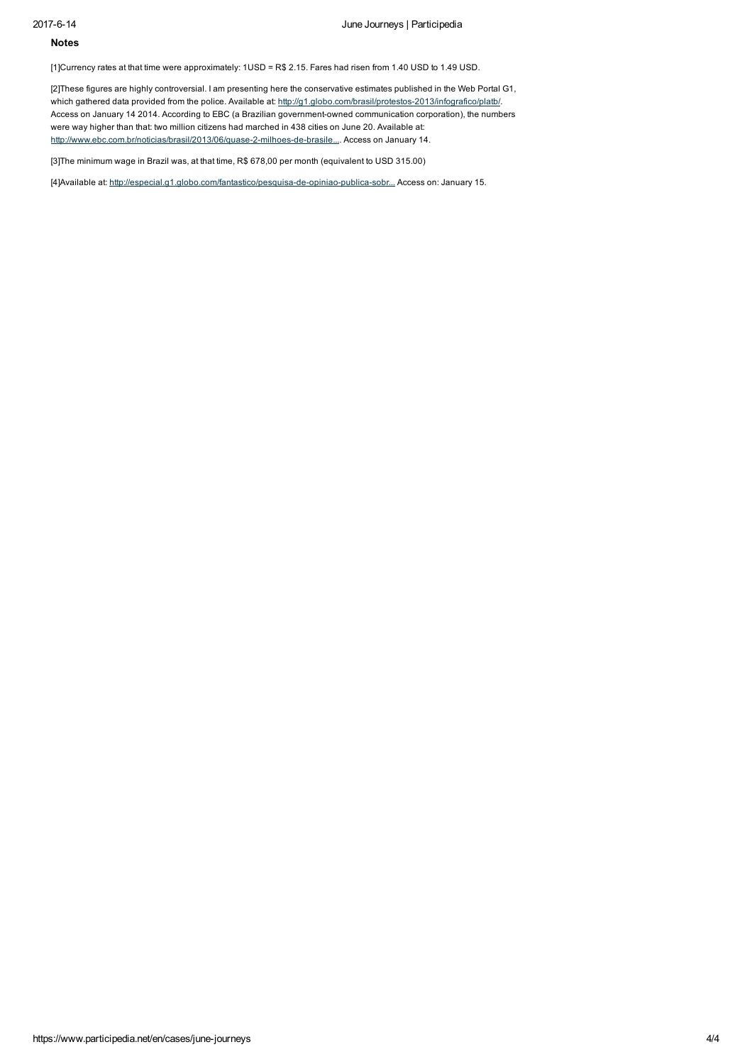**Notes**

[1]Currency rates at that time were approximately: 1USD = R$ 2.15. Fares had risen from 1.40 USD to 1.49 USD.

[2]These figures are highly controversial. I am presenting here the conservative estimates published in the Web Portal G1, which gathered data provided from the police. Available at: http://g1.globo.com/brasil/protestos-2013/infografico/platb/. Access on January 14 2014. According to EBC (a Brazilian government-owned communication corporation), the numbers were way higher than that: two million citizens had marched in 438 cities on June 20. Available at: http://www.ebc.com.br/noticias/brasil/2013/06/quase-2-milhoes-de-brasile... Access on January 14.

[3]The minimum wage in Brazil was, at that time, R$ 678,00 per month (equivalent to USD 315.00)

[4]Available at: http://especial.g1.globo.com/fantastico/pesquisa-de-opiniao-publica-sobr... Access on: January 15.